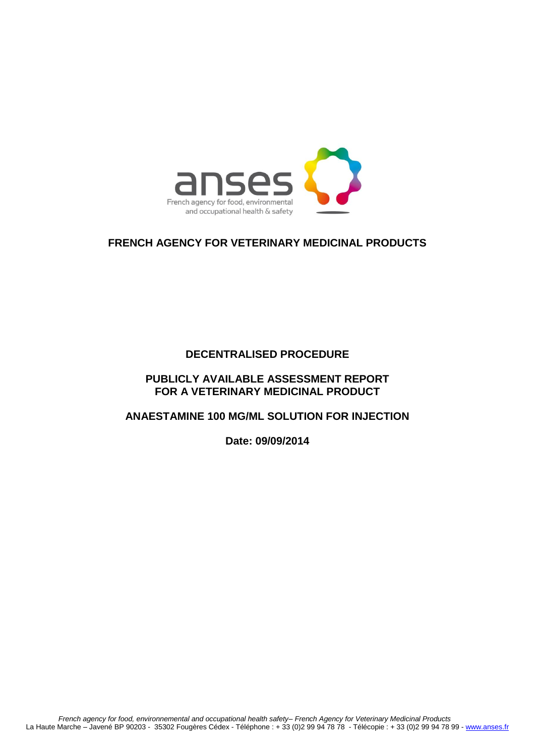anses

French agency for food, environmental and occupational health & safety

# FRENCH AGENCY FOR VETERINARY MEDICINAL PRODUCTS

## DECENTRALISED PROCEDURE

## PUBLICLY AVAILABLE ASSESSMENT REPORT FOR A VETERINARY MEDICINAL PRODUCT

## ANAESTAMINE 100 MG/ML SOLUTION FOR INJECTION

**Date: 09/09/2014**

*French agency for food, environnemental and occupational health safety– French Agency for Veterinary Medicinal Products*
La Haute Marche – Javené BP 90203 - 35302 Fougères Cédex - Téléphone : + 33 (0)2 99 94 78 78 - Télécopie : + 33 (0)2 99 94 78 99 - www.anses.fr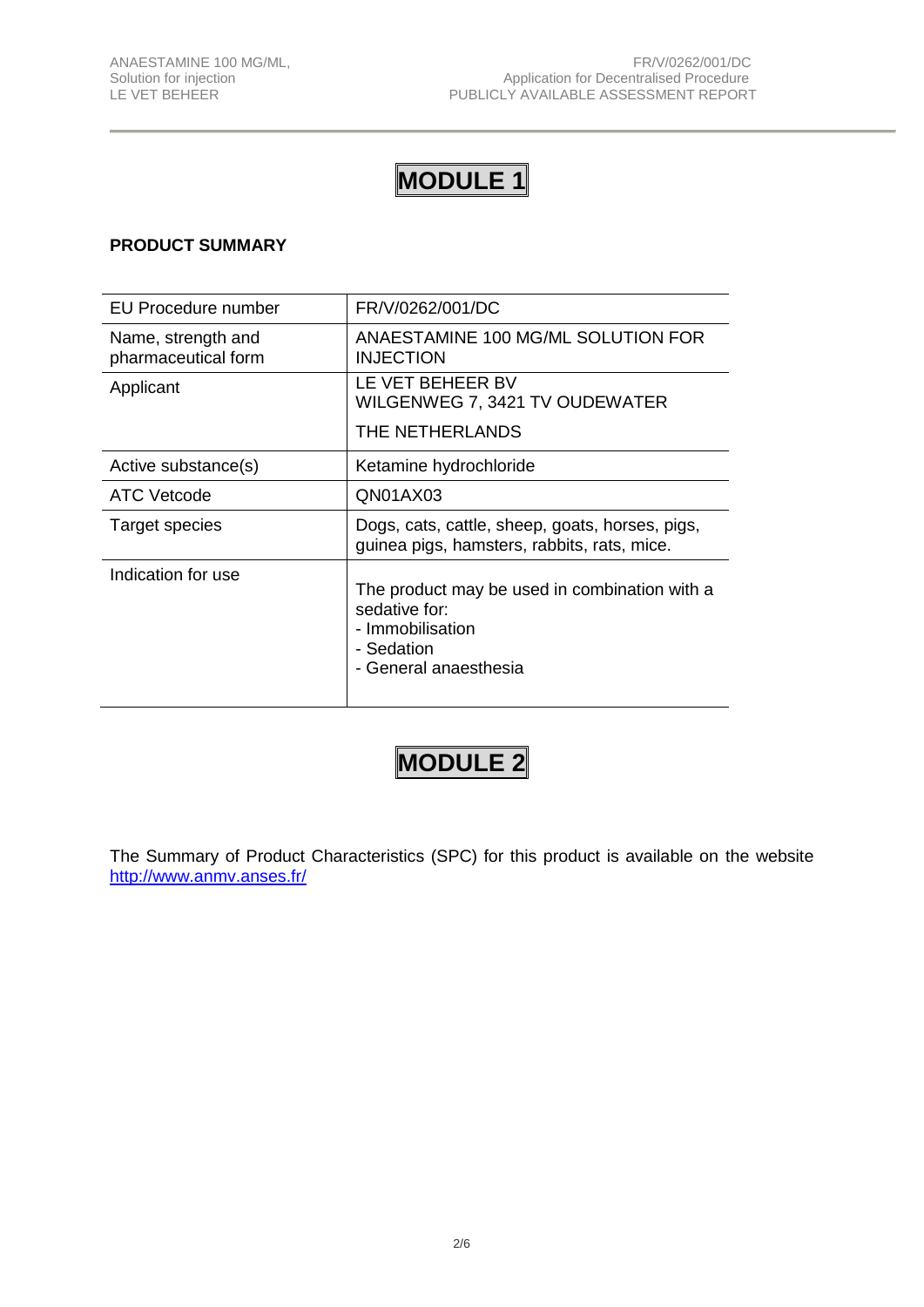# MODULE 1

**PRODUCT SUMMARY**

| EU Procedure number | FR/V/0262/001/DC |
|---|---|
| Name, strength and pharmaceutical form | ANAESTAMINE 100 MG/ML SOLUTION FOR INJECTION |
| Applicant | LE VET BEHEER BV<br>WILGENWEG 7, 3421 TV OUDEWATER<br>THE NETHERLANDS |
| Active substance(s) | Ketamine hydrochloride |
| ATC Vetcode | QN01AX03 |
| Target species | Dogs, cats, cattle, sheep, goats, horses, pigs, guinea pigs, hamsters, rabbits, rats, mice. |
| Indication for use | The product may be used in combination with a sedative for:<br>- Immobilisation<br>- Sedation<br>- General anaesthesia |

# MODULE 2

The Summary of Product Characteristics (SPC) for this product is available on the website http://www.anmv.anses.fr/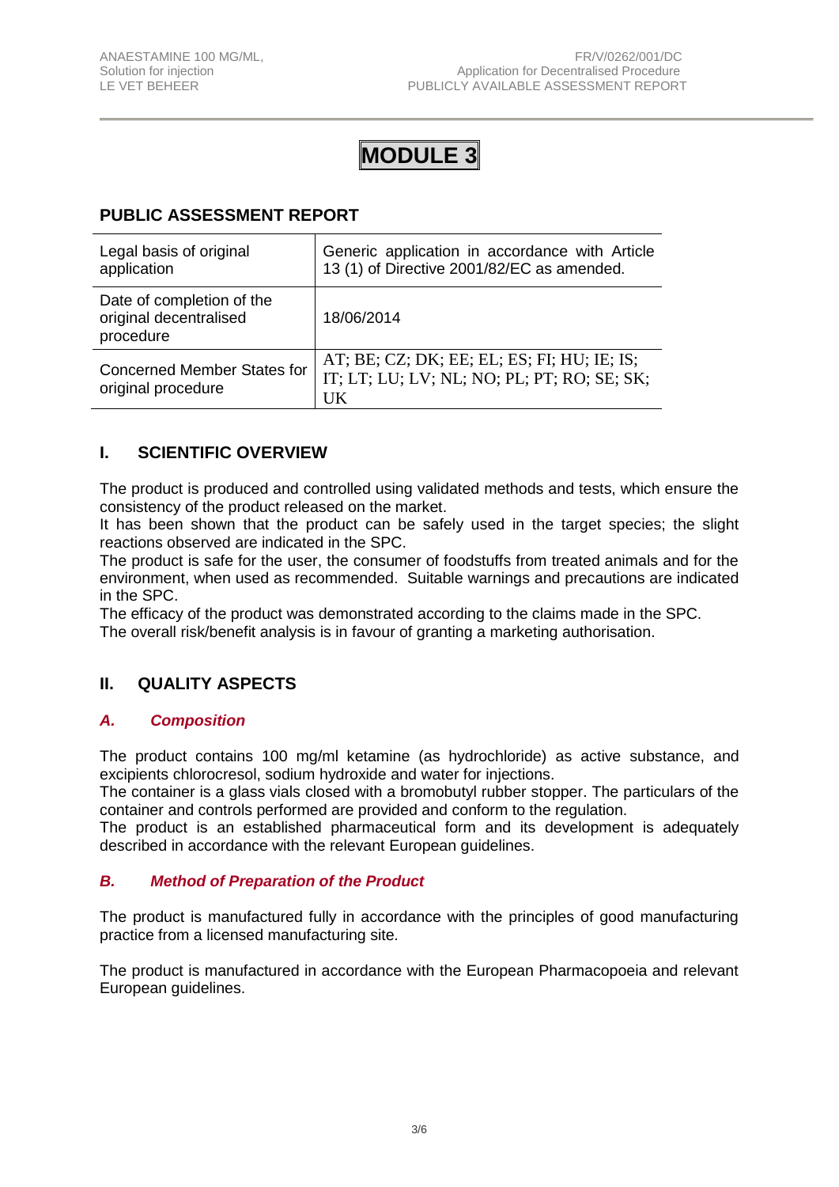# MODULE 3

## PUBLIC ASSESSMENT REPORT

| | |
|---|---|
| Legal basis of original application | Generic application in accordance with Article 13 (1) of Directive 2001/82/EC as amended. |
| Date of completion of the original decentralised procedure | 18/06/2014 |
| Concerned Member States for original procedure | AT; BE; CZ; DK; EE; EL; ES; FI; HU; IE; IS; IT; LT; LU; LV; NL; NO; PL; PT; RO; SE; SK; UK |

## I. SCIENTIFIC OVERVIEW

The product is produced and controlled using validated methods and tests, which ensure the consistency of the product released on the market.

It has been shown that the product can be safely used in the target species; the slight reactions observed are indicated in the SPC.

The product is safe for the user, the consumer of foodstuffs from treated animals and for the environment, when used as recommended. Suitable warnings and precautions are indicated in the SPC.

The efficacy of the product was demonstrated according to the claims made in the SPC.

The overall risk/benefit analysis is in favour of granting a marketing authorisation.

## II. QUALITY ASPECTS

### *A. Composition*

The product contains 100 mg/ml ketamine (as hydrochloride) as active substance, and excipients chlorocresol, sodium hydroxide and water for injections.

The container is a glass vials closed with a bromobutyl rubber stopper. The particulars of the container and controls performed are provided and conform to the regulation.

The product is an established pharmaceutical form and its development is adequately described in accordance with the relevant European guidelines.

### *B. Method of Preparation of the Product*

The product is manufactured fully in accordance with the principles of good manufacturing practice from a licensed manufacturing site.

The product is manufactured in accordance with the European Pharmacopoeia and relevant European guidelines.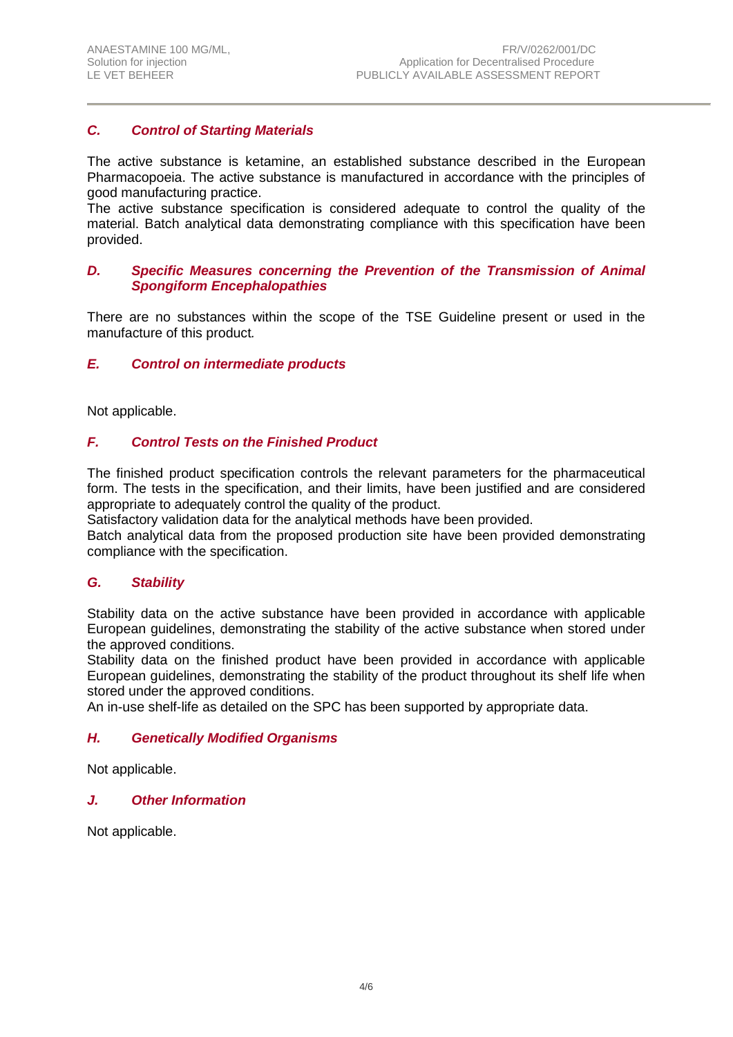## *C. Control of Starting Materials*

The active substance is ketamine, an established substance described in the European Pharmacopoeia. The active substance is manufactured in accordance with the principles of good manufacturing practice.

The active substance specification is considered adequate to control the quality of the material. Batch analytical data demonstrating compliance with this specification have been provided.

## *D. Specific Measures concerning the Prevention of the Transmission of Animal Spongiform Encephalopathies*

There are no substances within the scope of the TSE Guideline present or used in the manufacture of this product*.*

## *E. Control on intermediate products*

Not applicable.

## *F. Control Tests on the Finished Product*

The finished product specification controls the relevant parameters for the pharmaceutical form. The tests in the specification, and their limits, have been justified and are considered appropriate to adequately control the quality of the product.

Satisfactory validation data for the analytical methods have been provided.

Batch analytical data from the proposed production site have been provided demonstrating compliance with the specification.

## *G. Stability*

Stability data on the active substance have been provided in accordance with applicable European guidelines, demonstrating the stability of the active substance when stored under the approved conditions.

Stability data on the finished product have been provided in accordance with applicable European guidelines, demonstrating the stability of the product throughout its shelf life when stored under the approved conditions.

An in-use shelf-life as detailed on the SPC has been supported by appropriate data.

## *H. Genetically Modified Organisms*

Not applicable.

## *J. Other Information*

Not applicable.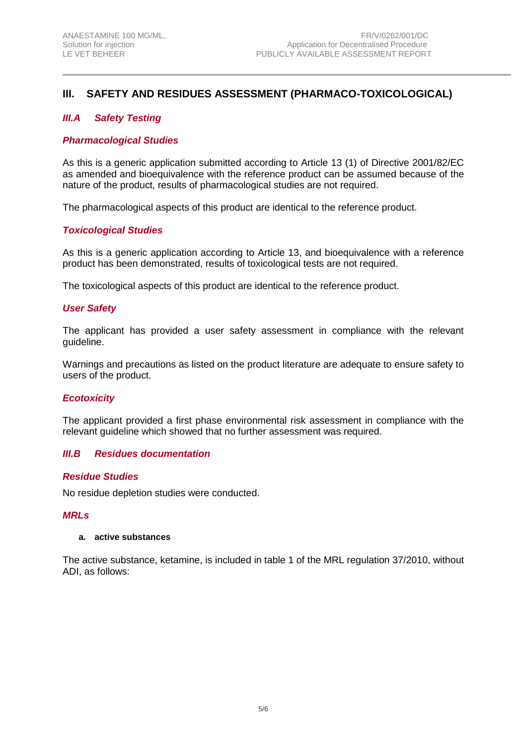## III. SAFETY AND RESIDUES ASSESSMENT (PHARMACO-TOXICOLOGICAL)

### *III.A Safety Testing*

#### *Pharmacological Studies*

As this is a generic application submitted according to Article 13 (1) of Directive 2001/82/EC as amended and bioequivalence with the reference product can be assumed because of the nature of the product, results of pharmacological studies are not required.

The pharmacological aspects of this product are identical to the reference product.

#### *Toxicological Studies*

As this is a generic application according to Article 13, and bioequivalence with a reference product has been demonstrated, results of toxicological tests are not required.

The toxicological aspects of this product are identical to the reference product.

#### *User Safety*

The applicant has provided a user safety assessment in compliance with the relevant guideline.

Warnings and precautions as listed on the product literature are adequate to ensure safety to users of the product.

#### *Ecotoxicity*

The applicant provided a first phase environmental risk assessment in compliance with the relevant guideline which showed that no further assessment was required.

### *III.B Residues documentation*

#### *Residue Studies*

No residue depletion studies were conducted.

#### *MRLs*

**a. active substances**

The active substance, ketamine, is included in table 1 of the MRL regulation 37/2010, without ADI, as follows: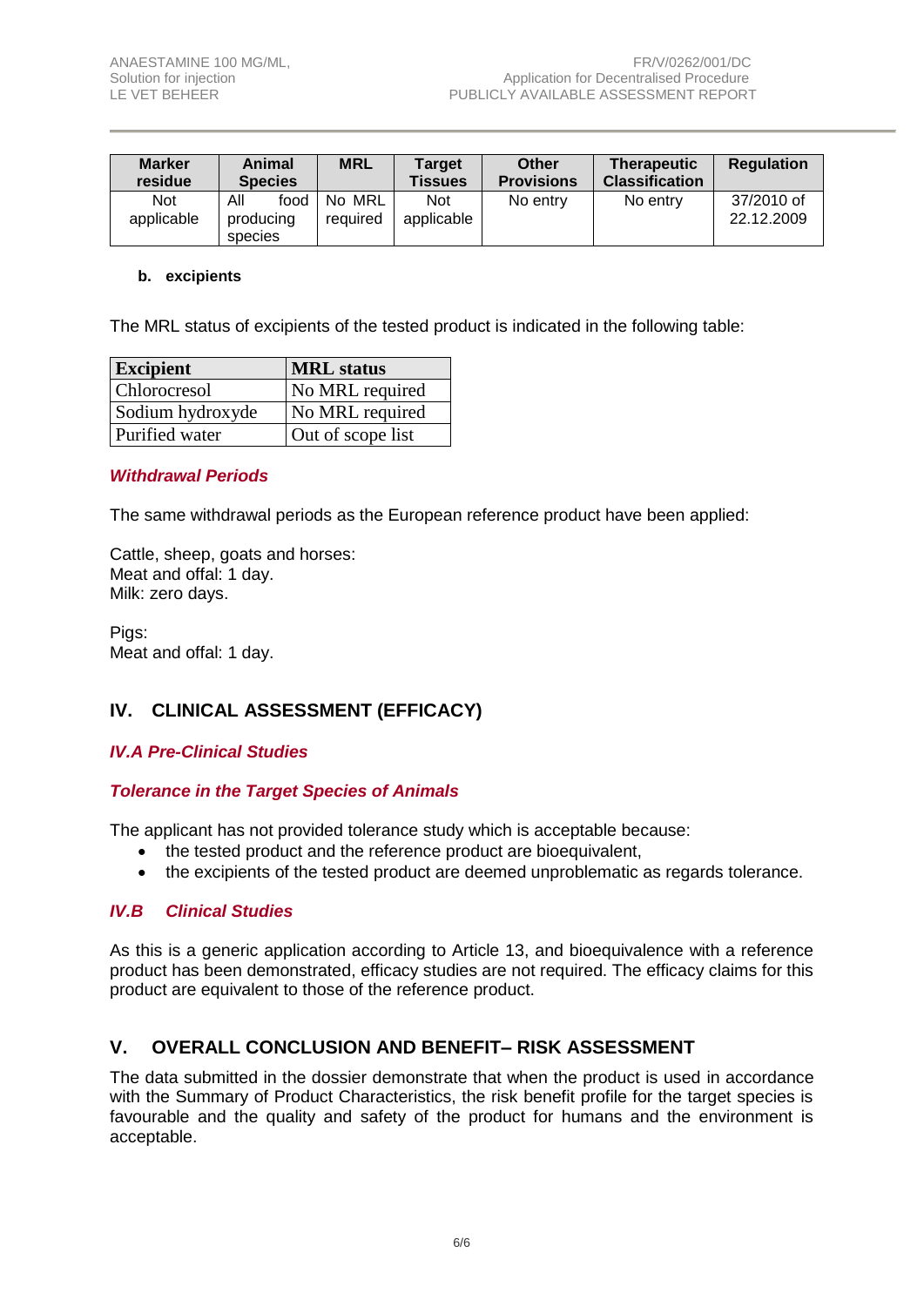| Marker residue | Animal Species | MRL | Target Tissues | Other Provisions | Therapeutic Classification | Regulation |
|---|---|---|---|---|---|---|
| Not applicable | All food producing species | No MRL required | Not applicable | No entry | No entry | 37/2010 of 22.12.2009 |

**b. excipients**

The MRL status of excipients of the tested product is indicated in the following table:

| Excipient | MRL status |
|---|---|
| Chlorocresol | No MRL required |
| Sodium hydroxyde | No MRL required |
| Purified water | Out of scope list |

***Withdrawal Periods***

The same withdrawal periods as the European reference product have been applied:

Cattle, sheep, goats and horses:
Meat and offal: 1 day.
Milk: zero days.

Pigs:
Meat and offal: 1 day.

## IV. CLINICAL ASSESSMENT (EFFICACY)

### *IV.A Pre-Clinical Studies*

***Tolerance in the Target Species of Animals***

The applicant has not provided tolerance study which is acceptable because:

- the tested product and the reference product are bioequivalent,
- the excipients of the tested product are deemed unproblematic as regards tolerance.

### *IV.B Clinical Studies*

As this is a generic application according to Article 13, and bioequivalence with a reference product has been demonstrated, efficacy studies are not required. The efficacy claims for this product are equivalent to those of the reference product.

## V. OVERALL CONCLUSION AND BENEFIT– RISK ASSESSMENT

The data submitted in the dossier demonstrate that when the product is used in accordance with the Summary of Product Characteristics, the risk benefit profile for the target species is favourable and the quality and safety of the product for humans and the environment is acceptable.